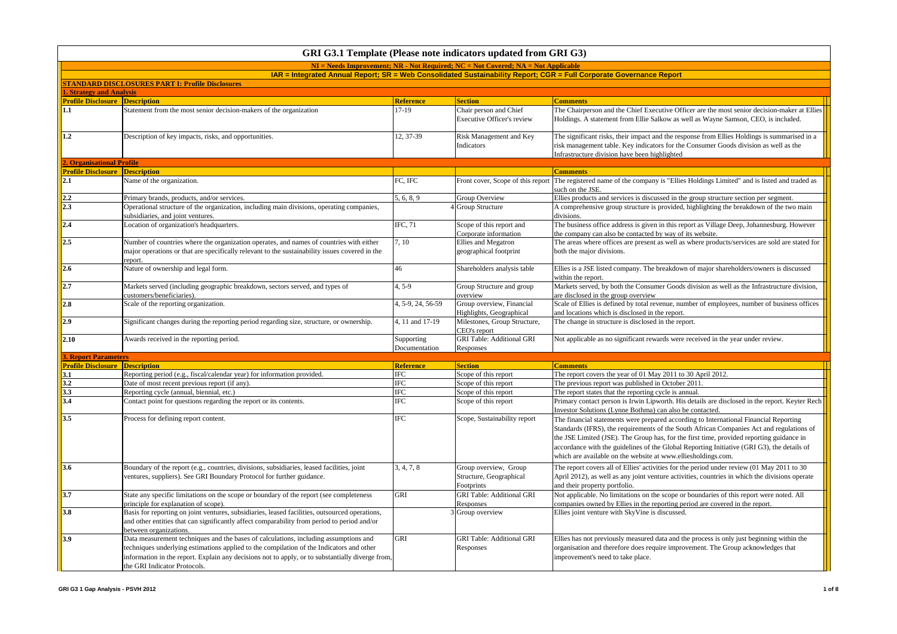# GRI G3.1 Template (Please note indicators updated from GRI G3)

**NI = Needs Improvement; NR - Not Required; NC = Not Covered; NA = Not Applicable**

**IAR = Integrated Annual Report; SR = Web Consolidated Sustainability Report; CGR = Full Corporate Governance Report**

## STANDARD DISCLOSURES PART I: Profile Disclosures

### 1. Strategy and Analysis

| Profile Disclosure | Description | Reference | Section | Comments |
|---|---|---|---|---|
| 1.1 | Statement from the most senior decision-makers of the organization | 17-19 | Chair person and Chief Executive Officer's review | The Chairperson and the Chief Executive Officer are the most senior decision-maker at Ellies Holdings. A statement from Ellie Salkow as well as Wayne Samson, CEO, is included. |
| 1.2 | Description of key impacts, risks, and opportunities. | 12, 37-39 | Risk Management and Key Indicators | The significant risks, their impact and the response from Ellies Holdings is summarised in a risk management table. Key indicators for the Consumer Goods division as well as the Infrastructure division have been highlighted |

### 2. Organisational Profile

| Profile Disclosure | Description | Reference | Section | Comments |
|---|---|---|---|---|
| 2.1 | Name of the organization. | FC, IFC | Front cover, Scope of this report | The registered name of the company is "Ellies Holdings Limited" and is listed and traded as such on the JSE. |
| 2.2 | Primary brands, products, and/or services. | 5, 6, 8, 9 | Group Overview | Ellies products and services is discussed in the group structure section per segment. |
| 2.3 | Operational structure of the organization, including main divisions, operating companies, subsidiaries, and joint ventures. | 4 | Group Structure | A comprehensive group structure is provided, highlighting the breakdown of the two main divisions. |
| 2.4 | Location of organization's headquarters. | IFC, 71 | Scope of this report and Corporate information | The business office address is given in this report as Village Deep, Johannesburg. However the company can also be contacted by way of its website. |
| 2.5 | Number of countries where the organization operates, and names of countries with either major operations or that are specifically relevant to the sustainability issues covered in the report. | 7, 10 | Ellies and Megatron geographical footprint | The areas where offices are present as well as where products/services are sold are stated for both the major divisions. |
| 2.6 | Nature of ownership and legal form. | 46 | Shareholders analysis table | Ellies is a JSE listed company. The breakdown of major shareholders/owners is discussed within the report. |
| 2.7 | Markets served (including geographic breakdown, sectors served, and types of customers/beneficiaries). | 4, 5-9 | Group Structure and group overview | Markets served, by both the Consumer Goods division as well as the Infrastructure division, are disclosed in the group overview |
| 2.8 | Scale of the reporting organization. | 4, 5-9, 24, 56-59 | Group overview, Financial Highlights, Geographical | Scale of Ellies is defined by total revenue, number of employees, number of business offices and locations which is disclosed in the report. |
| 2.9 | Significant changes during the reporting period regarding size, structure, or ownership. | 4, 11 and 17-19 | Milestones, Group Structure, CEO's report | The change in structure is disclosed in the report. |
| 2.10 | Awards received in the reporting period. | Supporting Documentation | GRI Table: Additional GRI Responses | Not applicable as no significant rewards were received in the year under review. |

### 3. Report Parameters

| Profile Disclosure | Description | Reference | Section | Comments |
|---|---|---|---|---|
| 3.1 | Reporting period (e.g., fiscal/calendar year) for information provided. | IFC | Scope of this report | The report covers the year of 01 May 2011 to 30 April 2012. |
| 3.2 | Date of most recent previous report (if any). | IFC | Scope of this report | The previous report was published in October 2011. |
| 3.3 | Reporting cycle (annual, biennial, etc.) | IFC | Scope of this report | The report states that the reporting cycle is annual. |
| 3.4 | Contact point for questions regarding the report or its contents. | IFC | Scope of this report | Primary contact person is Irwin Lipworth. His details are disclosed in the report. Keyter Rech Investor Solutions (Lynne Bothma) can also be contacted. |
| 3.5 | Process for defining report content. | IFC | Scope, Sustainability report | The financial statements were prepared according to International Financial Reporting Standards (IFRS), the requirements of the South African Companies Act and regulations of the JSE Limited (JSE). The Group has, for the first time, provided reporting guidance in accordance with the guidelines of the Global Reporting Initiative (GRI G3), the details of which are available on the website at www.elliesholdings.com. |
| 3.6 | Boundary of the report (e.g., countries, divisions, subsidiaries, leased facilities, joint ventures, suppliers). See GRI Boundary Protocol for further guidance. | 3, 4, 7, 8 | Group overview, Group Structure, Geographical Footprints | The report covers all of Ellies' activities for the period under review (01 May 2011 to 30 April 2012), as well as any joint venture activities, countries in which the divisions operate and their property portfolio. |
| 3.7 | State any specific limitations on the scope or boundary of the report (see completeness principle for explanation of scope). | GRI | GRI Table: Additional GRI Responses | Not applicable. No limitations on the scope or boundaries of this report were noted. All companies owned by Ellies in the reporting period are covered in the report. |
| 3.8 | Basis for reporting on joint ventures, subsidiaries, leased facilities, outsourced operations, and other entities that can significantly affect comparability from period to period and/or between organizations. | 3 | Group overview | Ellies joint venture with SkyVine is discussed. |
| 3.9 | Data measurement techniques and the bases of calculations, including assumptions and techniques underlying estimations applied to the compilation of the Indicators and other information in the report. Explain any decisions not to apply, or to substantially diverge from, the GRI Indicator Protocols. | GRI | GRI Table: Additional GRI Responses | Ellies has not previously measured data and the process is only just beginning within the organisation and therefore does require improvement. The Group acknowledges that improvement's need to take place. |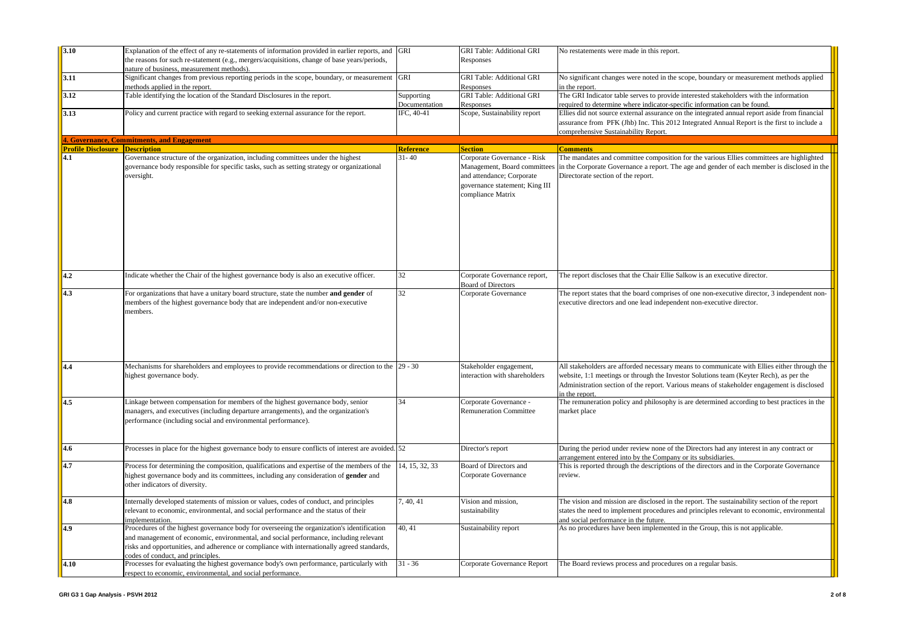| | | | | |
|---|---|---|---|---|
| 3.10 | Explanation of the effect of any re-statements of information provided in earlier reports, and the reasons for such re-statement (e.g., mergers/acquisitions, change of base years/periods, nature of business, measurement methods). | GRI | GRI Table: Additional GRI Responses | No restatements were made in this report. |
| 3.11 | Significant changes from previous reporting periods in the scope, boundary, or measurement methods applied in the report. | GRI | GRI Table: Additional GRI Responses | No significant changes were noted in the scope, boundary or measurement methods applied in the report. |
| 3.12 | Table identifying the location of the Standard Disclosures in the report. | Supporting Documentation | GRI Table: Additional GRI Responses | The GRI Indicator table serves to provide interested stakeholders with the information required to determine where indicator-specific information can be found. |
| 3.13 | Policy and current practice with regard to seeking external assurance for the report. | IFC, 40-41 | Scope, Sustainability report | Ellies did not source external assurance on the integrated annual report aside from financial assurance from PFK (Jhb) Inc. This 2012 Integrated Annual Report is the first to include a comprehensive Sustainability Report. |

**4. Governance, Commitments, and Engagement**

| Profile Disclosure | Description | Reference | Section | Comments |
|---|---|---|---|---|
| 4.1 | Governance structure of the organization, including committees under the highest governance body responsible for specific tasks, such as setting strategy or organizational oversight. | 31- 40 | Corporate Governance - Risk Management, Board committees and attendance; Corporate governance statement; King III compliance Matrix | The mandates and committee composition for the various Ellies committees are highlighted in the Corporate Governance a report. The age and gender of each member is disclosed in the Directorate section of the report. |
| 4.2 | Indicate whether the Chair of the highest governance body is also an executive officer. | 32 | Corporate Governance report, Board of Directors | The report discloses that the Chair Ellie Salkow is an executive director. |
| 4.3 | For organizations that have a unitary board structure, state the number **and gender** of members of the highest governance body that are independent and/or non-executive members. | 32 | Corporate Governance | The report states that the board comprises of one non-executive director, 3 independent non-executive directors and one lead independent non-executive director. |
| 4.4 | Mechanisms for shareholders and employees to provide recommendations or direction to the highest governance body. | 29 - 30 | Stakeholder engagement, interaction with shareholders | All stakeholders are afforded necessary means to communicate with Ellies either through the website, 1:1 meetings or through the Investor Solutions team (Keyter Rech), as per the Administration section of the report. Various means of stakeholder engagement is disclosed in the report. |
| 4.5 | Linkage between compensation for members of the highest governance body, senior managers, and executives (including departure arrangements), and the organization's performance (including social and environmental performance). | 34 | Corporate Governance - Remuneration Committee | The remuneration policy and philosophy is are determined according to best practices in the market place |
| 4.6 | Processes in place for the highest governance body to ensure conflicts of interest are avoided. | 52 | Director's report | During the period under review none of the Directors had any interest in any contract or arrangement entered into by the Company or its subsidiaries. |
| 4.7 | Process for determining the composition, qualifications and expertise of the members of the highest governance body and its committees, including any consideration of **gender** and other indicators of diversity. | 14, 15, 32, 33 | Board of Directors and Corporate Governance | This is reported through the descriptions of the directors and in the Corporate Governance review. |
| 4.8 | Internally developed statements of mission or values, codes of conduct, and principles relevant to economic, environmental, and social performance and the status of their implementation. | 7, 40, 41 | Vision and mission, sustainability | The vision and mission are disclosed in the report. The sustainability section of the report states the need to implement procedures and principles relevant to economic, environmental and social performance in the future. |
| 4.9 | Procedures of the highest governance body for overseeing the organization's identification and management of economic, environmental, and social performance, including relevant risks and opportunities, and adherence or compliance with internationally agreed standards, codes of conduct, and principles. | 40, 41 | Sustainability report | As no procedures have been implemented in the Group, this is not applicable. |
| 4.10 | Processes for evaluating the highest governance body's own performance, particularly with respect to economic, environmental, and social performance. | 31 - 36 | Corporate Governance Report | The Board reviews process and procedures on a regular basis. |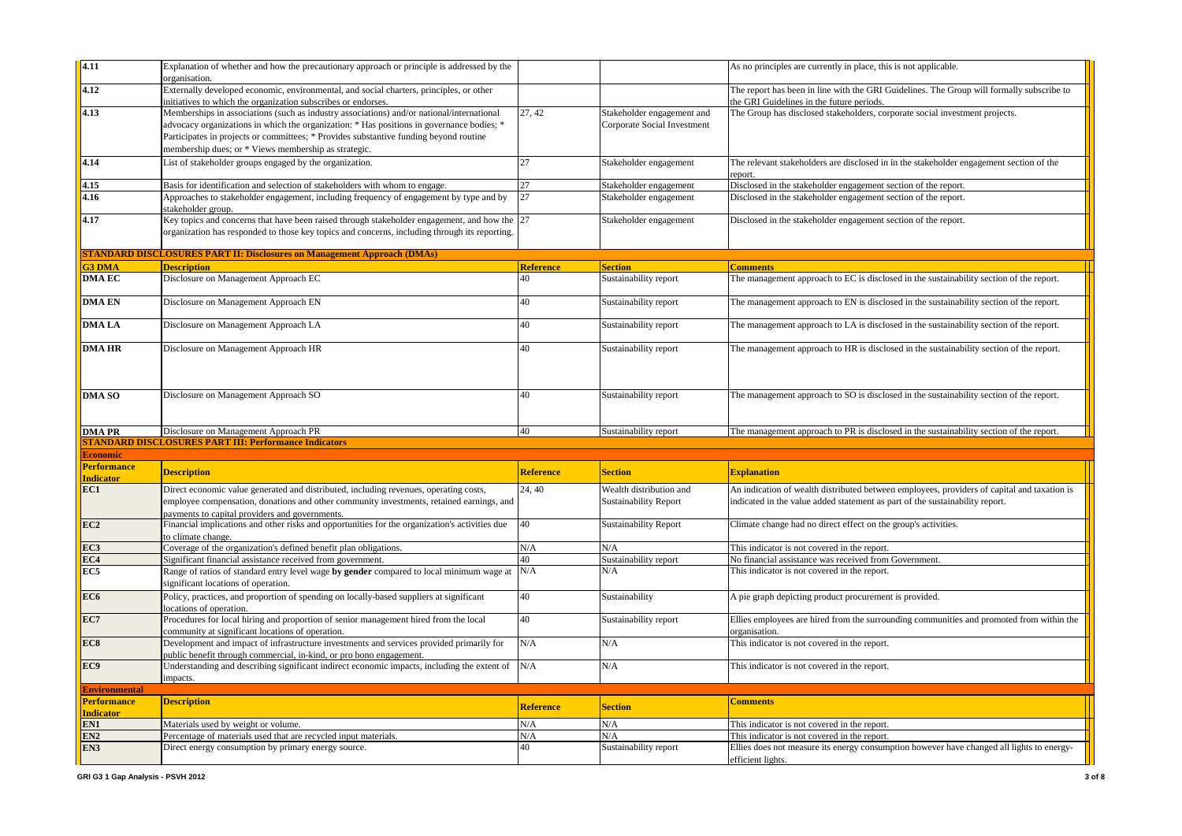| | | | | |
|---|---|---|---|---|
| 4.11 | Explanation of whether and how the precautionary approach or principle is addressed by the organisation. | | | As no principles are currently in place, this is not applicable. |
| 4.12 | Externally developed economic, environmental, and social charters, principles, or other initiatives to which the organization subscribes or endorses. | | | The report has been in line with the GRI Guidelines. The Group will formally subscribe to the GRI Guidelines in the future periods. |
| 4.13 | Memberships in associations (such as industry associations) and/or national/international advocacy organizations in which the organization: * Has positions in governance bodies; * Participates in projects or committees; * Provides substantive funding beyond routine membership dues; or * Views membership as strategic. | 27, 42 | Stakeholder engagement and Corporate Social Investment | The Group has disclosed stakeholders, corporate social investment projects. |
| 4.14 | List of stakeholder groups engaged by the organization. | 27 | Stakeholder engagement | The relevant stakeholders are disclosed in in the stakeholder engagement section of the report. |
| 4.15 | Basis for identification and selection of stakeholders with whom to engage. | 27 | Stakeholder engagement | Disclosed in the stakeholder engagement section of the report. |
| 4.16 | Approaches to stakeholder engagement, including frequency of engagement by type and by stakeholder group. | 27 | Stakeholder engagement | Disclosed in the stakeholder engagement section of the report. |
| 4.17 | Key topics and concerns that have been raised through stakeholder engagement, and how the organization has responded to those key topics and concerns, including through its reporting. | 27 | Stakeholder engagement | Disclosed in the stakeholder engagement section of the report. |
| **STANDARD DISCLOSURES PART II: Disclosures on Management Approach (DMAs)** | | | | |
| **G3 DMA** | **Description** | **Reference** | **Section** | **Comments** |
| **DMA EC** | Disclosure on Management Approach EC | 40 | Sustainability report | The management approach to EC is disclosed in the sustainability section of the report. |
| **DMA EN** | Disclosure on Management Approach EN | 40 | Sustainability report | The management approach to EN is disclosed in the sustainability section of the report. |
| **DMA LA** | Disclosure on Management Approach LA | 40 | Sustainability report | The management approach to LA is disclosed in the sustainability section of the report. |
| **DMA HR** | Disclosure on Management Approach HR | 40 | Sustainability report | The management approach to HR is disclosed in the sustainability section of the report. |
| **DMA SO** | Disclosure on Management Approach SO | 40 | Sustainability report | The management approach to SO is disclosed in the sustainability section of the report. |
| **DMA PR** | Disclosure on Management Approach PR | 40 | Sustainability report | The management approach to PR is disclosed in the sustainability section of the report. |
| **STANDARD DISCLOSURES PART III: Performance Indicators** | | | | |
| **Economic** | | | | |
| **Performance Indicator** | **Description** | **Reference** | **Section** | **Explanation** |
| **EC1** | Direct economic value generated and distributed, including revenues, operating costs, employee compensation, donations and other community investments, retained earnings, and payments to capital providers and governments. | 24, 40 | Wealth distribution and Sustainability Report | An indication of wealth distributed between employees, providers of capital and taxation is indicated in the value added statement as part of the sustainability report. |
| **EC2** | Financial implications and other risks and opportunities for the organization's activities due to climate change. | 40 | Sustainability Report | Climate change had no direct effect on the group's activities. |
| **EC3** | Coverage of the organization's defined benefit plan obligations. | N/A | N/A | This indicator is not covered in the report. |
| **EC4** | Significant financial assistance received from government. | 40 | Sustainability report | No financial assistance was received from Government. |
| **EC5** | Range of ratios of standard entry level wage **by gender** compared to local minimum wage at significant locations of operation. | N/A | N/A | This indicator is not covered in the report. |
| **EC6** | Policy, practices, and proportion of spending on locally-based suppliers at significant locations of operation. | 40 | Sustainability | A pie graph depicting product procurement is provided. |
| **EC7** | Procedures for local hiring and proportion of senior management hired from the local community at significant locations of operation. | 40 | Sustainability report | Ellies employees are hired from the surrounding communities and promoted from within the organisation. |
| **EC8** | Development and impact of infrastructure investments and services provided primarily for public benefit through commercial, in-kind, or pro bono engagement. | N/A | N/A | This indicator is not covered in the report. |
| **EC9** | Understanding and describing significant indirect economic impacts, including the extent of impacts. | N/A | N/A | This indicator is not covered in the report. |
| **Environmental** | | | | |
| **Performance Indicator** | **Description** | **Reference** | **Section** | **Comments** |
| **EN1** | Materials used by weight or volume. | N/A | N/A | This indicator is not covered in the report. |
| **EN2** | Percentage of materials used that are recycled input materials. | N/A | N/A | This indicator is not covered in the report. |
| **EN3** | Direct energy consumption by primary energy source. | 40 | Sustainability report | Ellies does not measure its energy consumption however have changed all lights to energy-efficient lights. |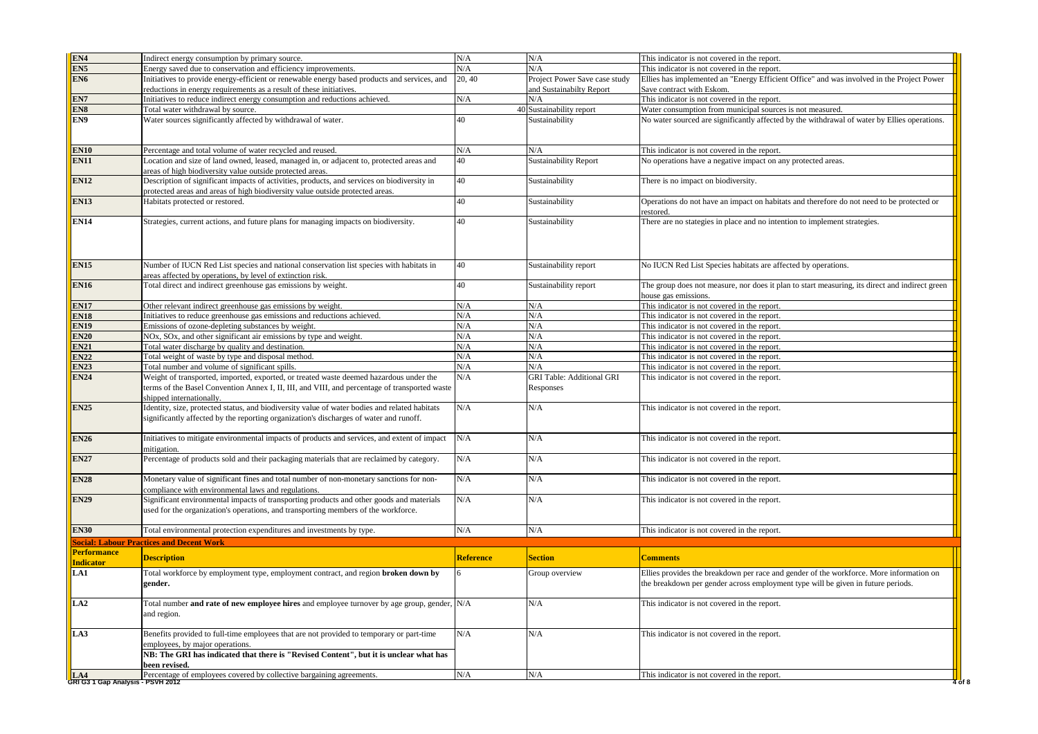| | | | | |
|---|---|---|---|---|
| **EN4** | Indirect energy consumption by primary source. | N/A | N/A | This indicator is not covered in the report. |
| **EN5** | Energy saved due to conservation and efficiency improvements. | N/A | N/A | This indicator is not covered in the report. |
| **EN6** | Initiatives to provide energy-efficient or renewable energy based products and services, and reductions in energy requirements as a result of these initiatives. | 20, 40 | Project Power Save case study and Sustainabilty Report | Ellies has implemented an "Energy Efficient Office" and was involved in the Project Power Save contract with Eskom. |
| **EN7** | Initiatives to reduce indirect energy consumption and reductions achieved. | N/A | N/A | This indicator is not covered in the report. |
| **EN8** | Total water withdrawal by source. | 40 | Sustainability report | Water consumption from municipal sources is not measured. |
| **EN9** | Water sources significantly affected by withdrawal of water. | 40 | Sustainability | No water sourced are significantly affected by the withdrawal of water by Ellies operations. |
| **EN10** | Percentage and total volume of water recycled and reused. | N/A | N/A | This indicator is not covered in the report. |
| **EN11** | Location and size of land owned, leased, managed in, or adjacent to, protected areas and areas of high biodiversity value outside protected areas. | 40 | Sustainability Report | No operations have a negative impact on any protected areas. |
| **EN12** | Description of significant impacts of activities, products, and services on biodiversity in protected areas and areas of high biodiversity value outside protected areas. | 40 | Sustainability | There is no impact on biodiversity. |
| **EN13** | Habitats protected or restored. | 40 | Sustainability | Operations do not have an impact on habitats and therefore do not need to be protected or restored. |
| **EN14** | Strategies, current actions, and future plans for managing impacts on biodiversity. | 40 | Sustainability | There are no stategies in place and no intention to implement strategies. |
| **EN15** | Number of IUCN Red List species and national conservation list species with habitats in areas affected by operations, by level of extinction risk. | 40 | Sustainability report | No IUCN Red List Species habitats are affected by operations. |
| **EN16** | Total direct and indirect greenhouse gas emissions by weight. | 40 | Sustainability report | The group does not measure, nor does it plan to start measuring, its direct and indirect green house gas emissions. |
| **EN17** | Other relevant indirect greenhouse gas emissions by weight. | N/A | N/A | This indicator is not covered in the report. |
| **EN18** | Initiatives to reduce greenhouse gas emissions and reductions achieved. | N/A | N/A | This indicator is not covered in the report. |
| **EN19** | Emissions of ozone-depleting substances by weight. | N/A | N/A | This indicator is not covered in the report. |
| **EN20** | NOx, SOx, and other significant air emissions by type and weight. | N/A | N/A | This indicator is not covered in the report. |
| **EN21** | Total water discharge by quality and destination. | N/A | N/A | This indicator is not covered in the report. |
| **EN22** | Total weight of waste by type and disposal method. | N/A | N/A | This indicator is not covered in the report. |
| **EN23** | Total number and volume of significant spills. | N/A | N/A | This indicator is not covered in the report. |
| **EN24** | Weight of transported, imported, exported, or treated waste deemed hazardous under the terms of the Basel Convention Annex I, II, III, and VIII, and percentage of transported waste shipped internationally. | N/A | GRI Table: Additional GRI Responses | This indicator is not covered in the report. |
| **EN25** | Identity, size, protected status, and biodiversity value of water bodies and related habitats significantly affected by the reporting organization's discharges of water and runoff. | N/A | N/A | This indicator is not covered in the report. |
| **EN26** | Initiatives to mitigate environmental impacts of products and services, and extent of impact mitigation. | N/A | N/A | This indicator is not covered in the report. |
| **EN27** | Percentage of products sold and their packaging materials that are reclaimed by category. | N/A | N/A | This indicator is not covered in the report. |
| **EN28** | Monetary value of significant fines and total number of non-monetary sanctions for non-compliance with environmental laws and regulations. | N/A | N/A | This indicator is not covered in the report. |
| **EN29** | Significant environmental impacts of transporting products and other goods and materials used for the organization's operations, and transporting members of the workforce. | N/A | N/A | This indicator is not covered in the report. |
| **EN30** | Total environmental protection expenditures and investments by type. | N/A | N/A | This indicator is not covered in the report. |

**Social: Labour Practices and Decent Work**

| Performance Indicator | Description | Reference | Section | Comments |
|---|---|---|---|---|
| **LA1** | Total workforce by employment type, employment contract, and region **broken down by gender.** | 6 | Group overview | Ellies provides the breakdown per race and gender of the workforce. More information on the breakdown per gender across employment type will be given in future periods. |
| **LA2** | Total number **and rate of new employee hires** and employee turnover by age group, gender, and region. | N/A | N/A | This indicator is not covered in the report. |
| **LA3** | Benefits provided to full-time employees that are not provided to temporary or part-time employees, by major operations. **NB: The GRI has indicated that there is "Revised Content", but it is unclear what has been revised.** | N/A | N/A | This indicator is not covered in the report. |
| **LA4** | Percentage of employees covered by collective bargaining agreements. | N/A | N/A | This indicator is not covered in the report. |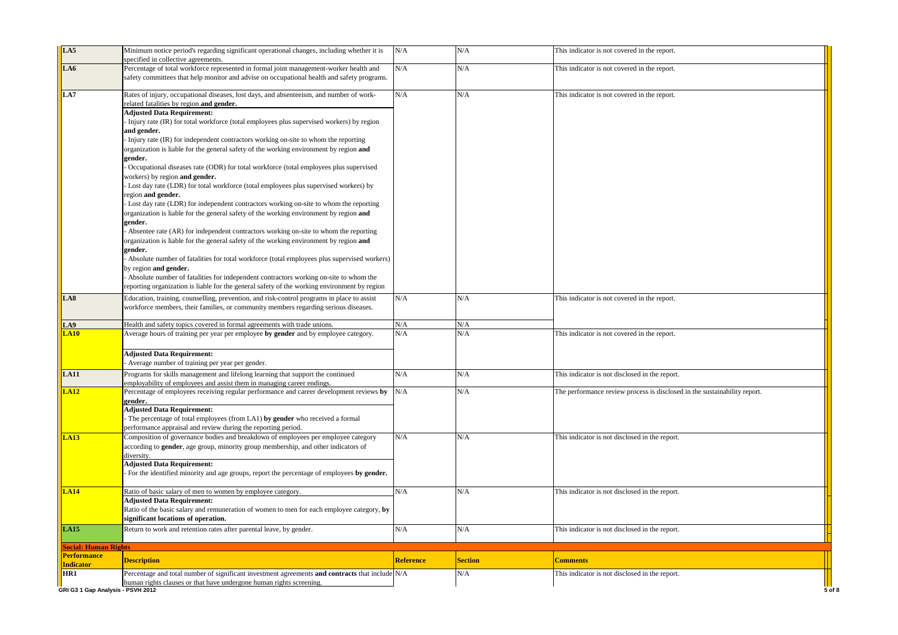| | | | | |
|---|---|---|---|---|
| **LA5** | Minimum notice period's regarding significant operational changes, including whether it is specified in collective agreements. | N/A | N/A | This indicator is not covered in the report. |
| **LA6** | Percentage of total workforce represented in formal joint management-worker health and safety committees that help monitor and advise on occupational health and safety programs. | N/A | N/A | This indicator is not covered in the report. |
| **LA7** | Rates of injury, occupational diseases, lost days, and absenteeism, and number of work-related fatalities by region **and gender.**<br>**Adjusted Data Requirement:**<br>- Injury rate (IR) for total workforce (total employees plus supervised workers) by region **and gender.**<br>- Injury rate (IR) for independent contractors working on-site to whom the reporting organization is liable for the general safety of the working environment by region **and gender.**<br>- Occupational diseases rate (ODR) for total workforce (total employees plus supervised workers) by region **and gender.**<br>- Lost day rate (LDR) for total workforce (total employees plus supervised workers) by region **and gender.**<br>- Lost day rate (LDR) for independent contractors working on-site to whom the reporting organization is liable for the general safety of the working environment by region **and gender.**<br>- Absentee rate (AR) for independent contractors working on-site to whom the reporting organization is liable for the general safety of the working environment by region **and gender.**<br>- Absolute number of fatalities for total workforce (total employees plus supervised workers) by region **and gender.**<br>- Absolute number of fatalities for independent contractors working on-site to whom the reporting organization is liable for the general safety of the working environment by region | N/A | N/A | This indicator is not covered in the report. |
| **LA8** | Education, training, counselling, prevention, and risk-control programs in place to assist workforce members, their families, or community members regarding serious diseases. | N/A | N/A | This indicator is not covered in the report. |
| **LA9** | Health and safety topics covered in formal agreements with trade unions. | N/A | N/A | |
| **LA10** | Average hours of training per year per employee **by gender** and by employee category.<br><br>**Adjusted Data Requirement:**<br>- Average number of training per year per gender. | N/A | N/A | This indicator is not covered in the report. |
| **LA11** | Programs for skills management and lifelong learning that support the continued employability of employees and assist them in managing career endings. | N/A | N/A | This indicator is not disclosed in the report. |
| **LA12** | Percentage of employees receiving regular performance and career development reviews **by gender.**<br>**Adjusted Data Requirement:**<br>- The percentage of total employees (from LA1) **by gender** who received a formal performance appraisal and review during the reporting period. | N/A | N/A | The performance review process is disclosed in the sustainability report. |
| **LA13** | Composition of governance bodies and breakdown of employees per employee category according to **gender**, age group, minority group membership, and other indicators of diversity.<br>**Adjusted Data Requirement:**<br>- For the identified minority and age groups, report the percentage of employees **by gender.** | N/A | N/A | This indicator is not disclosed in the report. |
| **LA14** | Ratio of basic salary of men to women by employee category.<br>**Adjusted Data Requirement:**<br>Ratio of the basic salary and remuneration of women to men for each employee category, **by significant locations of operation.** | N/A | N/A | This indicator is not disclosed in the report. |
| **LA15** | Return to work and retention rates after parental leave, by gender. | N/A | N/A | This indicator is not disclosed in the report. |
| **Social: Human Rights** | | | | |
| **Performance Indicator** | **Description** | **Reference** | **Section** | **Comments** |
| **HR1** | Percentage and total number of significant investment agreements **and contracts** that include human rights clauses or that have undergone human rights screening. | N/A | N/A | This indicator is not disclosed in the report. |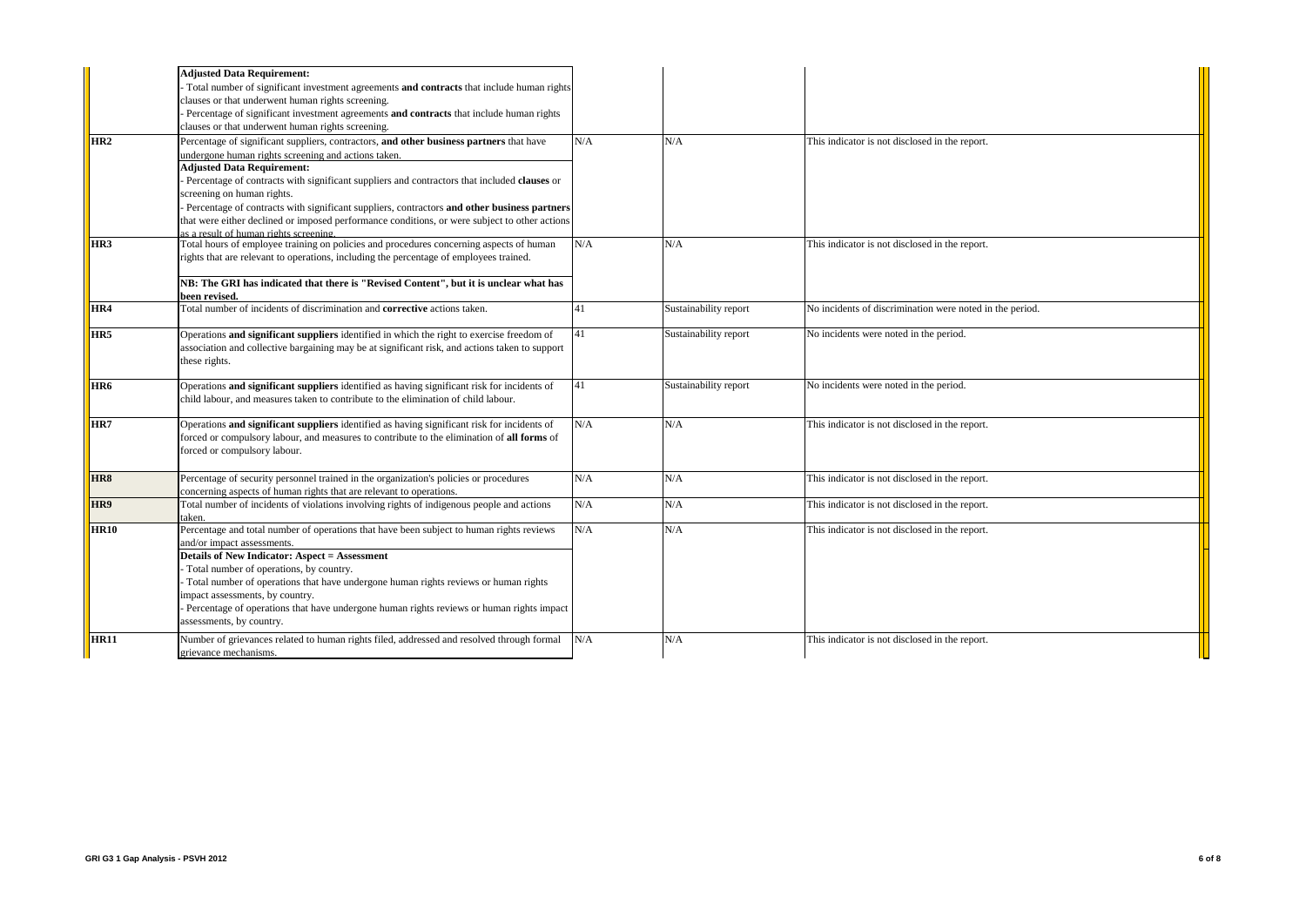| | | | | |
|---|---|---|---|---|
| | **Adjusted Data Requirement:**<br>- Total number of significant investment agreements **and contracts** that include human rights clauses or that underwent human rights screening.<br>- Percentage of significant investment agreements **and contracts** that include human rights clauses or that underwent human rights screening. | | | |
| **HR2** | Percentage of significant suppliers, contractors, **and other business partners** that have undergone human rights screening and actions taken.<br>**Adjusted Data Requirement:**<br>- Percentage of contracts with significant suppliers and contractors that included **clauses** or screening on human rights.<br>- Percentage of contracts with significant suppliers, contractors **and other business partners** that were either declined or imposed performance conditions, or were subject to other actions as a result of human rights screening. | N/A | N/A | This indicator is not disclosed in the report. |
| **HR3** | Total hours of employee training on policies and procedures concerning aspects of human rights that are relevant to operations, including the percentage of employees trained.<br><br>**NB: The GRI has indicated that there is "Revised Content", but it is unclear what has been revised.** | N/A | N/A | This indicator is not disclosed in the report. |
| **HR4** | Total number of incidents of discrimination and **corrective** actions taken. | 41 | Sustainability report | No incidents of discrimination were noted in the period. |
| **HR5** | Operations **and significant suppliers** identified in which the right to exercise freedom of association and collective bargaining may be at significant risk, and actions taken to support these rights. | 41 | Sustainability report | No incidents were noted in the period. |
| **HR6** | Operations **and significant suppliers** identified as having significant risk for incidents of child labour, and measures taken to contribute to the elimination of child labour. | 41 | Sustainability report | No incidents were noted in the period. |
| **HR7** | Operations **and significant suppliers** identified as having significant risk for incidents of forced or compulsory labour, and measures to contribute to the elimination of **all forms** of forced or compulsory labour. | N/A | N/A | This indicator is not disclosed in the report. |
| **HR8** | Percentage of security personnel trained in the organization's policies or procedures concerning aspects of human rights that are relevant to operations. | N/A | N/A | This indicator is not disclosed in the report. |
| **HR9** | Total number of incidents of violations involving rights of indigenous people and actions taken. | N/A | N/A | This indicator is not disclosed in the report. |
| **HR10** | Percentage and total number of operations that have been subject to human rights reviews and/or impact assessments.<br>**Details of New Indicator: Aspect = Assessment**<br>- Total number of operations, by country.<br>- Total number of operations that have undergone human rights reviews or human rights impact assessments, by country.<br>- Percentage of operations that have undergone human rights reviews or human rights impact assessments, by country. | N/A | N/A | This indicator is not disclosed in the report. |
| **HR11** | Number of grievances related to human rights filed, addressed and resolved through formal grievance mechanisms. | N/A | N/A | This indicator is not disclosed in the report. |

GRI G3 1 Gap Analysis - PSVH 2012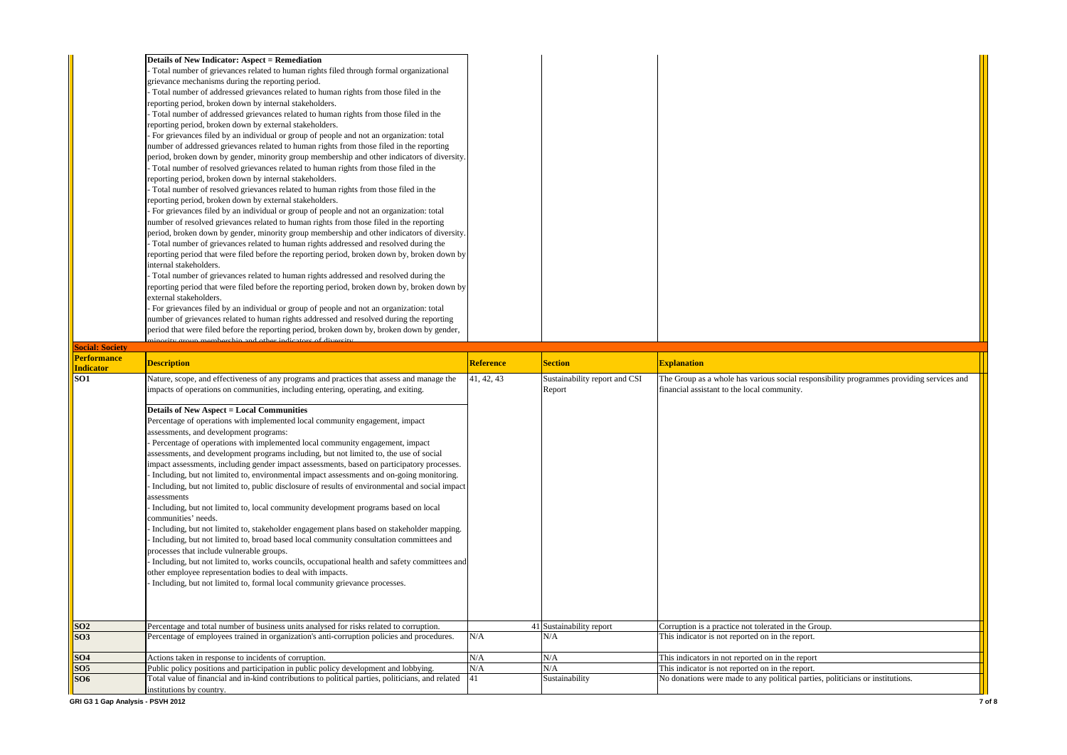| | Description | Reference | Section | Explanation |
|---|---|---|---|---|
| | **Details of New Indicator: Aspect = Remediation**<br>- Total number of grievances related to human rights filed through formal organizational grievance mechanisms during the reporting period.<br>- Total number of addressed grievances related to human rights from those filed in the reporting period, broken down by internal stakeholders.<br>- Total number of addressed grievances related to human rights from those filed in the reporting period, broken down by external stakeholders.<br>- For grievances filed by an individual or group of people and not an organization: total number of addressed grievances related to human rights from those filed in the reporting period, broken down by gender, minority group membership and other indicators of diversity.<br>- Total number of resolved grievances related to human rights from those filed in the reporting period, broken down by internal stakeholders.<br>- Total number of resolved grievances related to human rights from those filed in the reporting period, broken down by external stakeholders.<br>- For grievances filed by an individual or group of people and not an organization: total number of resolved grievances related to human rights from those filed in the reporting period, broken down by gender, minority group membership and other indicators of diversity.<br>- Total number of grievances related to human rights addressed and resolved during the reporting period that were filed before the reporting period, broken down by, broken down by internal stakeholders.<br>- Total number of grievances related to human rights addressed and resolved during the reporting period that were filed before the reporting period, broken down by, broken down by external stakeholders.<br>- For grievances filed by an individual or group of people and not an organization: total number of grievances related to human rights addressed and resolved during the reporting period that were filed before the reporting period, broken down by, broken down by gender, minority group membership and other indicators of diversity. | | | |
| **Social: Society** | | | | |
| **Performance Indicator** | **Description** | **Reference** | **Section** | **Explanation** |
| **SO1** | Nature, scope, and effectiveness of any programs and practices that assess and manage the impacts of operations on communities, including entering, operating, and exiting.<br><br>**Details of New Aspect = Local Communities**<br>Percentage of operations with implemented local community engagement, impact assessments, and development programs:<br>- Percentage of operations with implemented local community engagement, impact assessments, and development programs including, but not limited to, the use of social impact assessments, including gender impact assessments, based on participatory processes.<br>- Including, but not limited to, environmental impact assessments and on-going monitoring.<br>- Including, but not limited to, public disclosure of results of environmental and social impact assessments<br>- Including, but not limited to, local community development programs based on local communities' needs.<br>- Including, but not limited to, stakeholder engagement plans based on stakeholder mapping.<br>- Including, but not limited to, broad based local community consultation committees and processes that include vulnerable groups.<br>- Including, but not limited to, works councils, occupational health and safety committees and other employee representation bodies to deal with impacts.<br>- Including, but not limited to, formal local community grievance processes. | 41, 42, 43 | Sustainability report and CSI Report | The Group as a whole has various social responsibility programmes providing services and financial assistant to the local community. |
| **SO2** | Percentage and total number of business units analysed for risks related to corruption. | 41 | Sustainability report | Corruption is a practice not tolerated in the Group. |
| **SO3** | Percentage of employees trained in organization's anti-corruption policies and procedures. | N/A | N/A | This indicator is not reported on in the report. |
| **SO4** | Actions taken in response to incidents of corruption. | N/A | N/A | This indicators in not reported on in the report |
| **SO5** | Public policy positions and participation in public policy development and lobbying. | N/A | N/A | This indicator is not reported on in the report. |
| **SO6** | Total value of financial and in-kind contributions to political parties, politicians, and related institutions by country. | 41 | Sustainability | No donations were made to any political parties, politicians or institutions. |

GRI G3 1 Gap Analysis - PSVH 2012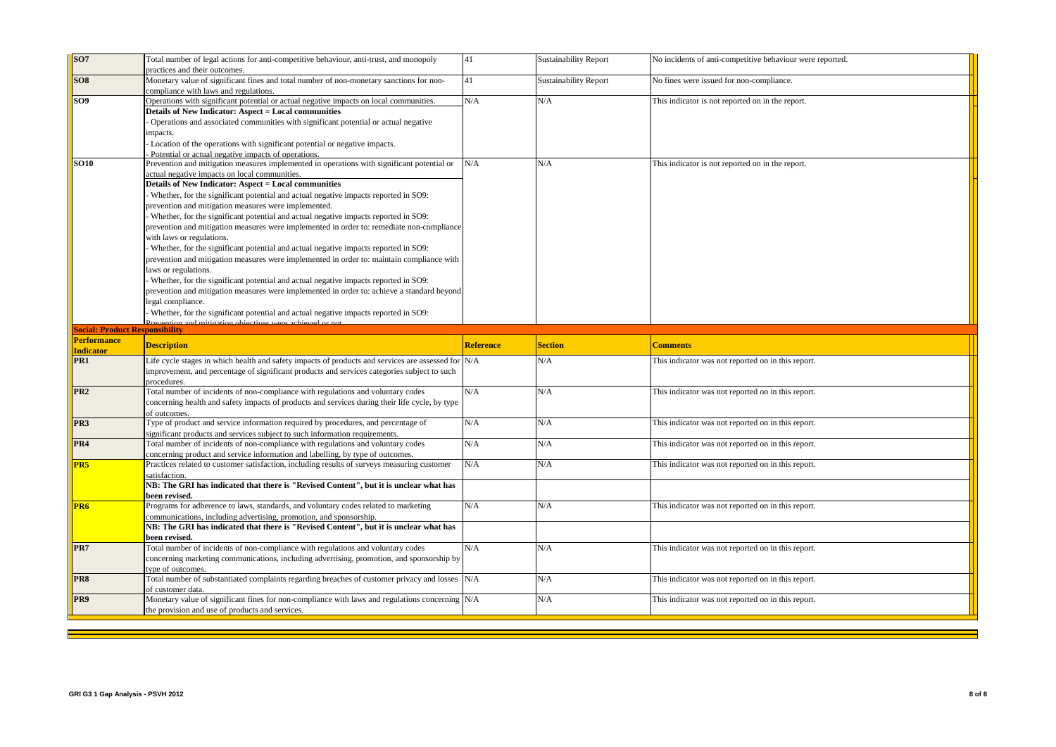| | | | | |
|---|---|---|---|---|
| **SO7** | Total number of legal actions for anti-competitive behaviour, anti-trust, and monopoly practices and their outcomes. | 41 | Sustainability Report | No incidents of anti-competitive behaviour were reported. |
| **SO8** | Monetary value of significant fines and total number of non-monetary sanctions for non-compliance with laws and regulations. | 41 | Sustainability Report | No fines were issued for non-compliance. |
| **SO9** | Operations with significant potential or actual negative impacts on local communities.<br>**Details of New Indicator: Aspect = Local communities**<br>- Operations and associated communities with significant potential or actual negative impacts.<br>- Location of the operations with significant potential or negative impacts.<br>- Potential or actual negative impacts of operations. | N/A | N/A | This indicator is not reported on in the report. |
| **SO10** | Prevention and mitigation measures implemented in operations with significant potential or actual negative impacts on local communities.<br>**Details of New Indicator: Aspect = Local communities**<br>- Whether, for the significant potential and actual negative impacts reported in SO9: prevention and mitigation measures were implemented.<br>- Whether, for the significant potential and actual negative impacts reported in SO9: prevention and mitigation measures were implemented in order to: remediate non-compliance with laws or regulations.<br>- Whether, for the significant potential and actual negative impacts reported in SO9: prevention and mitigation measures were implemented in order to: maintain compliance with laws or regulations.<br>- Whether, for the significant potential and actual negative impacts reported in SO9: prevention and mitigation measures were implemented in order to: achieve a standard beyond legal compliance.<br>- Whether, for the significant potential and actual negative impacts reported in SO9: Prevention and mitigation objectives were achieved or not. | N/A | N/A | This indicator is not reported on in the report. |

**Social: Product Responsibility**

| Performance Indicator | Description | Reference | Section | Comments |
|---|---|---|---|---|
| **PR1** | Life cycle stages in which health and safety impacts of products and services are assessed for improvement, and percentage of significant products and services categories subject to such procedures. | N/A | N/A | This indicator was not reported on in this report. |
| **PR2** | Total number of incidents of non-compliance with regulations and voluntary codes concerning health and safety impacts of products and services during their life cycle, by type of outcomes. | N/A | N/A | This indicator was not reported on in this report. |
| **PR3** | Type of product and service information required by procedures, and percentage of significant products and services subject to such information requirements. | N/A | N/A | This indicator was not reported on in this report. |
| **PR4** | Total number of incidents of non-compliance with regulations and voluntary codes concerning product and service information and labelling, by type of outcomes. | N/A | N/A | This indicator was not reported on in this report. |
| **PR5** | Practices related to customer satisfaction, including results of surveys measuring customer satisfaction.<br>**NB: The GRI has indicated that there is "Revised Content", but it is unclear what has been revised.** | N/A | N/A | This indicator was not reported on in this report. |
| **PR6** | Programs for adherence to laws, standards, and voluntary codes related to marketing communications, including advertising, promotion, and sponsorship.<br>**NB: The GRI has indicated that there is "Revised Content", but it is unclear what has been revised.** | N/A | N/A | This indicator was not reported on in this report. |
| **PR7** | Total number of incidents of non-compliance with regulations and voluntary codes concerning marketing communications, including advertising, promotion, and sponsorship by type of outcomes. | N/A | N/A | This indicator was not reported on in this report. |
| **PR8** | Total number of substantiated complaints regarding breaches of customer privacy and losses of customer data. | N/A | N/A | This indicator was not reported on in this report. |
| **PR9** | Monetary value of significant fines for non-compliance with laws and regulations concerning the provision and use of products and services. | N/A | N/A | This indicator was not reported on in this report. |